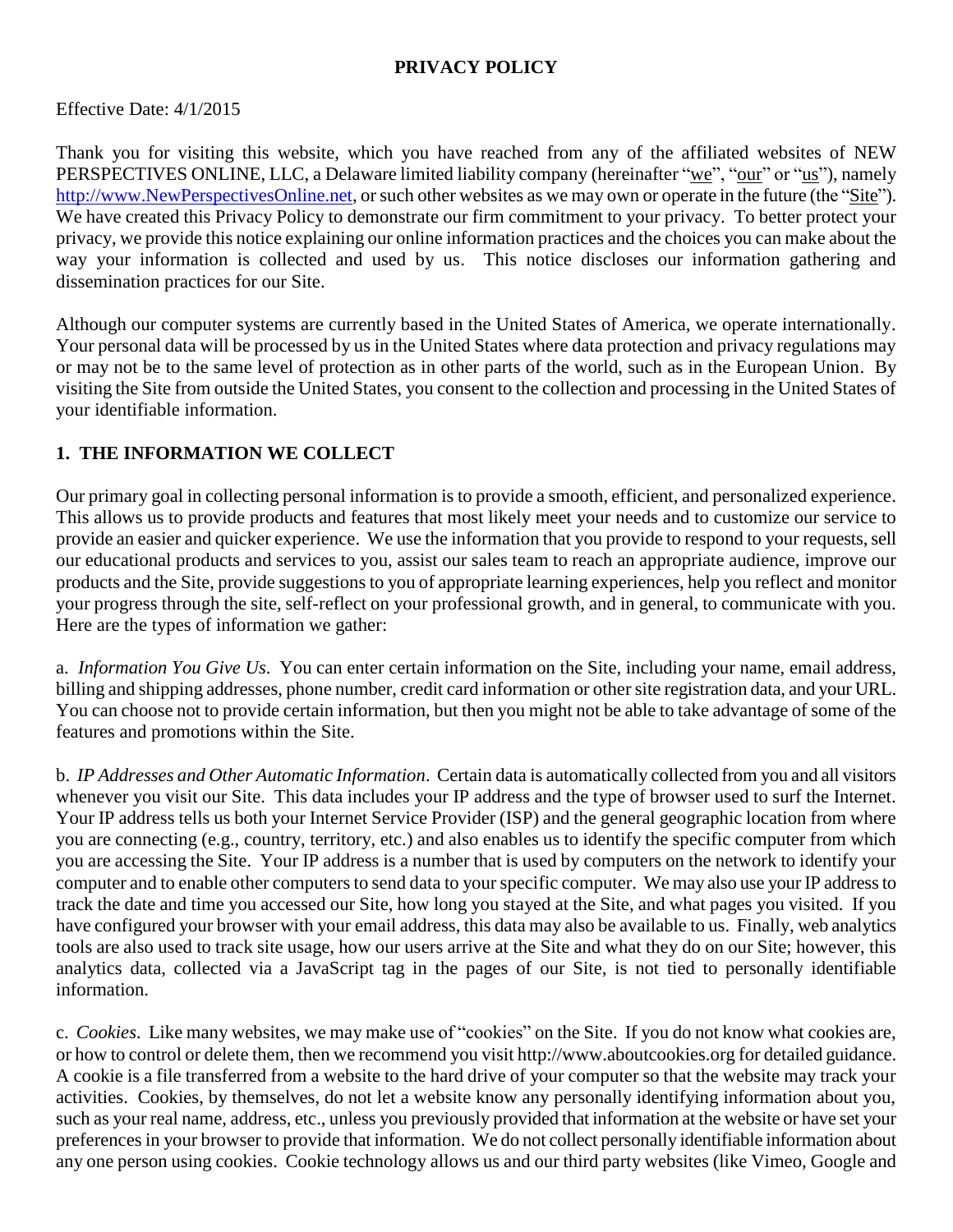# PRIVACY POLICY

Effective Date: 4/1/2015

Thank you for visiting this website, which you have reached from any of the affiliated websites of NEW PERSPECTIVES ONLINE, LLC, a Delaware limited liability company (hereinafter "we", "our" or "us"), namely http://www.NewPerspectivesOnline.net, or such other websites as we may own or operate in the future (the "Site"). We have created this Privacy Policy to demonstrate our firm commitment to your privacy. To better protect your privacy, we provide this notice explaining our online information practices and the choices you can make about the way your information is collected and used by us. This notice discloses our information gathering and dissemination practices for our Site.

Although our computer systems are currently based in the United States of America, we operate internationally. Your personal data will be processed by us in the United States where data protection and privacy regulations may or may not be to the same level of protection as in other parts of the world, such as in the European Union. By visiting the Site from outside the United States, you consent to the collection and processing in the United States of your identifiable information.

## 1. THE INFORMATION WE COLLECT

Our primary goal in collecting personal information is to provide a smooth, efficient, and personalized experience. This allows us to provide products and features that most likely meet your needs and to customize our service to provide an easier and quicker experience. We use the information that you provide to respond to your requests, sell our educational products and services to you, assist our sales team to reach an appropriate audience, improve our products and the Site, provide suggestions to you of appropriate learning experiences, help you reflect and monitor your progress through the site, self-reflect on your professional growth, and in general, to communicate with you. Here are the types of information we gather:

a. *Information You Give Us.* You can enter certain information on the Site, including your name, email address, billing and shipping addresses, phone number, credit card information or other site registration data, and your URL. You can choose not to provide certain information, but then you might not be able to take advantage of some of the features and promotions within the Site.

b. *IP Addresses and Other Automatic Information*. Certain data is automatically collected from you and all visitors whenever you visit our Site. This data includes your IP address and the type of browser used to surf the Internet. Your IP address tells us both your Internet Service Provider (ISP) and the general geographic location from where you are connecting (e.g., country, territory, etc.) and also enables us to identify the specific computer from which you are accessing the Site. Your IP address is a number that is used by computers on the network to identify your computer and to enable other computers to send data to your specific computer. We may also use your IP address to track the date and time you accessed our Site, how long you stayed at the Site, and what pages you visited. If you have configured your browser with your email address, this data may also be available to us. Finally, web analytics tools are also used to track site usage, how our users arrive at the Site and what they do on our Site; however, this analytics data, collected via a JavaScript tag in the pages of our Site, is not tied to personally identifiable information.

c. *Cookies*. Like many websites, we may make use of "cookies" on the Site. If you do not know what cookies are, or how to control or delete them, then we recommend you visit http://www.aboutcookies.org for detailed guidance. A cookie is a file transferred from a website to the hard drive of your computer so that the website may track your activities. Cookies, by themselves, do not let a website know any personally identifying information about you, such as your real name, address, etc., unless you previously provided that information at the website or have set your preferences in your browser to provide that information. We do not collect personally identifiable information about any one person using cookies. Cookie technology allows us and our third party websites (like Vimeo, Google and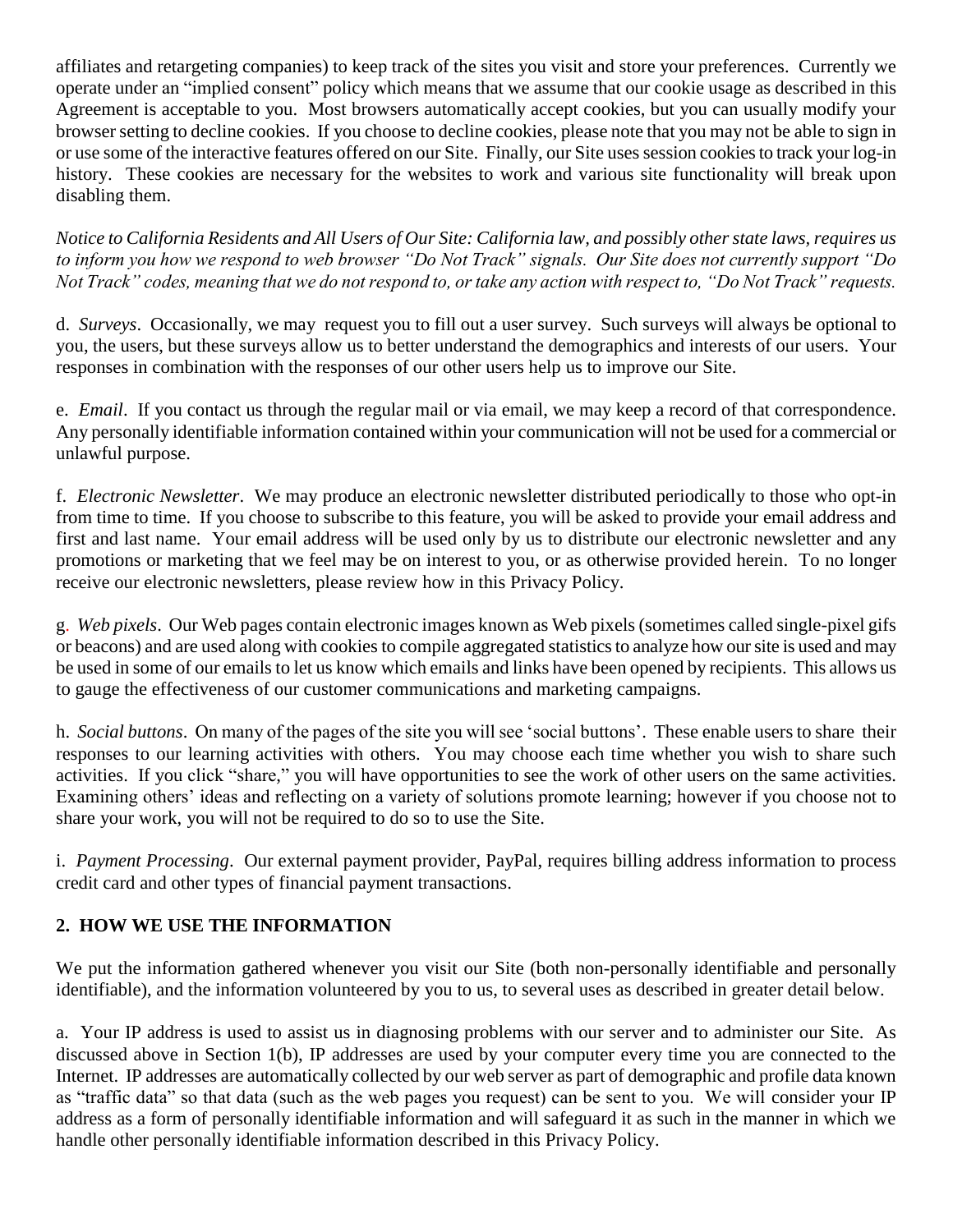affiliates and retargeting companies) to keep track of the sites you visit and store your preferences. Currently we operate under an "implied consent" policy which means that we assume that our cookie usage as described in this Agreement is acceptable to you. Most browsers automatically accept cookies, but you can usually modify your browser setting to decline cookies. If you choose to decline cookies, please note that you may not be able to sign in or use some of the interactive features offered on our Site. Finally, our Site uses session cookies to track your log-in history. These cookies are necessary for the websites to work and various site functionality will break upon disabling them.

*Notice to California Residents and All Users of Our Site: California law, and possibly other state laws, requires us to inform you how we respond to web browser "Do Not Track" signals. Our Site does not currently support "Do Not Track" codes, meaning that we do not respond to, or take any action with respect to, "Do Not Track" requests.*

d. *Surveys*. Occasionally, we may request you to fill out a user survey. Such surveys will always be optional to you, the users, but these surveys allow us to better understand the demographics and interests of our users. Your responses in combination with the responses of our other users help us to improve our Site.

e. *Email*. If you contact us through the regular mail or via email, we may keep a record of that correspondence. Any personally identifiable information contained within your communication will not be used for a commercial or unlawful purpose.

f. *Electronic Newsletter*. We may produce an electronic newsletter distributed periodically to those who opt-in from time to time. If you choose to subscribe to this feature, you will be asked to provide your email address and first and last name. Your email address will be used only by us to distribute our electronic newsletter and any promotions or marketing that we feel may be on interest to you, or as otherwise provided herein. To no longer receive our electronic newsletters, please review how in this Privacy Policy.

g. *Web pixels*. Our Web pages contain electronic images known as Web pixels (sometimes called single-pixel gifs or beacons) and are used along with cookies to compile aggregated statistics to analyze how our site is used and may be used in some of our emails to let us know which emails and links have been opened by recipients. This allows us to gauge the effectiveness of our customer communications and marketing campaigns.

h. *Social buttons*. On many of the pages of the site you will see 'social buttons'. These enable users to share their responses to our learning activities with others. You may choose each time whether you wish to share such activities. If you click "share," you will have opportunities to see the work of other users on the same activities. Examining others' ideas and reflecting on a variety of solutions promote learning; however if you choose not to share your work, you will not be required to do so to use the Site.

i. *Payment Processing*. Our external payment provider, PayPal, requires billing address information to process credit card and other types of financial payment transactions.

## 2. HOW WE USE THE INFORMATION

We put the information gathered whenever you visit our Site (both non-personally identifiable and personally identifiable), and the information volunteered by you to us, to several uses as described in greater detail below.

a. Your IP address is used to assist us in diagnosing problems with our server and to administer our Site. As discussed above in Section 1(b), IP addresses are used by your computer every time you are connected to the Internet. IP addresses are automatically collected by our web server as part of demographic and profile data known as "traffic data" so that data (such as the web pages you request) can be sent to you. We will consider your IP address as a form of personally identifiable information and will safeguard it as such in the manner in which we handle other personally identifiable information described in this Privacy Policy.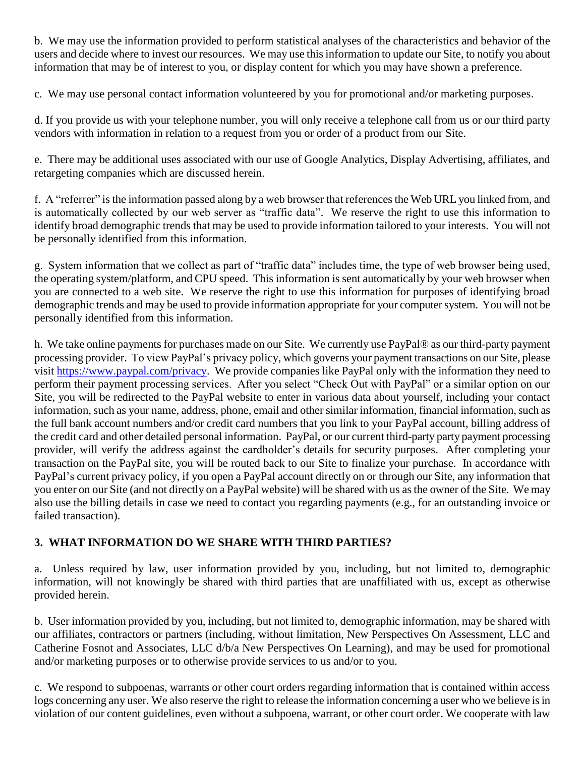b. We may use the information provided to perform statistical analyses of the characteristics and behavior of the users and decide where to invest our resources. We may use this information to update our Site, to notify you about information that may be of interest to you, or display content for which you may have shown a preference.

c. We may use personal contact information volunteered by you for promotional and/or marketing purposes.

d. If you provide us with your telephone number, you will only receive a telephone call from us or our third party vendors with information in relation to a request from you or order of a product from our Site.

e. There may be additional uses associated with our use of Google Analytics, Display Advertising, affiliates, and retargeting companies which are discussed herein.

f. A "referrer" is the information passed along by a web browser that references the Web URL you linked from, and is automatically collected by our web server as "traffic data". We reserve the right to use this information to identify broad demographic trends that may be used to provide information tailored to your interests. You will not be personally identified from this information.

g. System information that we collect as part of "traffic data" includes time, the type of web browser being used, the operating system/platform, and CPU speed. This information is sent automatically by your web browser when you are connected to a web site. We reserve the right to use this information for purposes of identifying broad demographic trends and may be used to provide information appropriate for your computer system. You will not be personally identified from this information.

h. We take online payments for purchases made on our Site. We currently use PayPal® as our third-party payment processing provider. To view PayPal's privacy policy, which governs your payment transactions on our Site, please visit [https://www.paypal.com/privacy](https://www.paypal.com/privacy). We provide companies like PayPal only with the information they need to perform their payment processing services. After you select "Check Out with PayPal" or a similar option on our Site, you will be redirected to the PayPal website to enter in various data about yourself, including your contact information, such as your name, address, phone, email and other similar information, financial information, such as the full bank account numbers and/or credit card numbers that you link to your PayPal account, billing address of the credit card and other detailed personal information. PayPal, or our current third-party party payment processing provider, will verify the address against the cardholder's details for security purposes. After completing your transaction on the PayPal site, you will be routed back to our Site to finalize your purchase. In accordance with PayPal's current privacy policy, if you open a PayPal account directly on or through our Site, any information that you enter on our Site (and not directly on a PayPal website) will be shared with us as the owner of the Site. We may also use the billing details in case we need to contact you regarding payments (e.g., for an outstanding invoice or failed transaction).

## 3. WHAT INFORMATION DO WE SHARE WITH THIRD PARTIES?

a. Unless required by law, user information provided by you, including, but not limited to, demographic information, will not knowingly be shared with third parties that are unaffiliated with us, except as otherwise provided herein.

b. User information provided by you, including, but not limited to, demographic information, may be shared with our affiliates, contractors or partners (including, without limitation, New Perspectives On Assessment, LLC and Catherine Fosnot and Associates, LLC d/b/a New Perspectives On Learning), and may be used for promotional and/or marketing purposes or to otherwise provide services to us and/or to you.

c. We respond to subpoenas, warrants or other court orders regarding information that is contained within access logs concerning any user. We also reserve the right to release the information concerning a user who we believe is in violation of our content guidelines, even without a subpoena, warrant, or other court order. We cooperate with law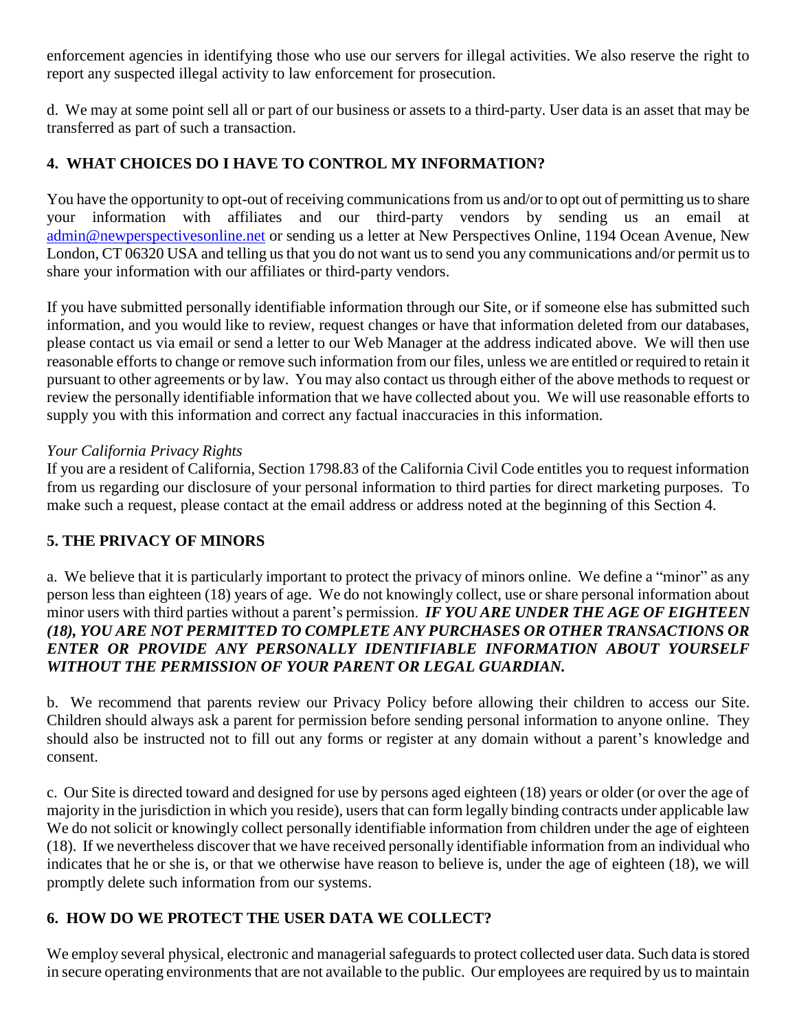enforcement agencies in identifying those who use our servers for illegal activities. We also reserve the right to report any suspected illegal activity to law enforcement for prosecution.

d. We may at some point sell all or part of our business or assets to a third-party. User data is an asset that may be transferred as part of such a transaction.

## 4. WHAT CHOICES DO I HAVE TO CONTROL MY INFORMATION?

You have the opportunity to opt-out of receiving communications from us and/or to opt out of permitting us to share your information with affiliates and our third-party vendors by sending us an email at admin@newperspectivesonline.net or sending us a letter at New Perspectives Online, 1194 Ocean Avenue, New London, CT 06320 USA and telling us that you do not want us to send you any communications and/or permit us to share your information with our affiliates or third-party vendors.

If you have submitted personally identifiable information through our Site, or if someone else has submitted such information, and you would like to review, request changes or have that information deleted from our databases, please contact us via email or send a letter to our Web Manager at the address indicated above. We will then use reasonable efforts to change or remove such information from our files, unless we are entitled or required to retain it pursuant to other agreements or by law. You may also contact us through either of the above methods to request or review the personally identifiable information that we have collected about you. We will use reasonable efforts to supply you with this information and correct any factual inaccuracies in this information.

*Your California Privacy Rights*

If you are a resident of California, Section 1798.83 of the California Civil Code entitles you to request information from us regarding our disclosure of your personal information to third parties for direct marketing purposes. To make such a request, please contact at the email address or address noted at the beginning of this Section 4.

## 5. THE PRIVACY OF MINORS

a. We believe that it is particularly important to protect the privacy of minors online. We define a "minor" as any person less than eighteen (18) years of age. We do not knowingly collect, use or share personal information about minor users with third parties without a parent's permission. ***IF YOU ARE UNDER THE AGE OF EIGHTEEN (18), YOU ARE NOT PERMITTED TO COMPLETE ANY PURCHASES OR OTHER TRANSACTIONS OR ENTER OR PROVIDE ANY PERSONALLY IDENTIFIABLE INFORMATION ABOUT YOURSELF WITHOUT THE PERMISSION OF YOUR PARENT OR LEGAL GUARDIAN.***

b. We recommend that parents review our Privacy Policy before allowing their children to access our Site. Children should always ask a parent for permission before sending personal information to anyone online. They should also be instructed not to fill out any forms or register at any domain without a parent's knowledge and consent.

c. Our Site is directed toward and designed for use by persons aged eighteen (18) years or older (or over the age of majority in the jurisdiction in which you reside), users that can form legally binding contracts under applicable law We do not solicit or knowingly collect personally identifiable information from children under the age of eighteen (18). If we nevertheless discover that we have received personally identifiable information from an individual who indicates that he or she is, or that we otherwise have reason to believe is, under the age of eighteen (18), we will promptly delete such information from our systems.

## 6. HOW DO WE PROTECT THE USER DATA WE COLLECT?

We employ several physical, electronic and managerial safeguards to protect collected user data. Such data is stored in secure operating environments that are not available to the public. Our employees are required by us to maintain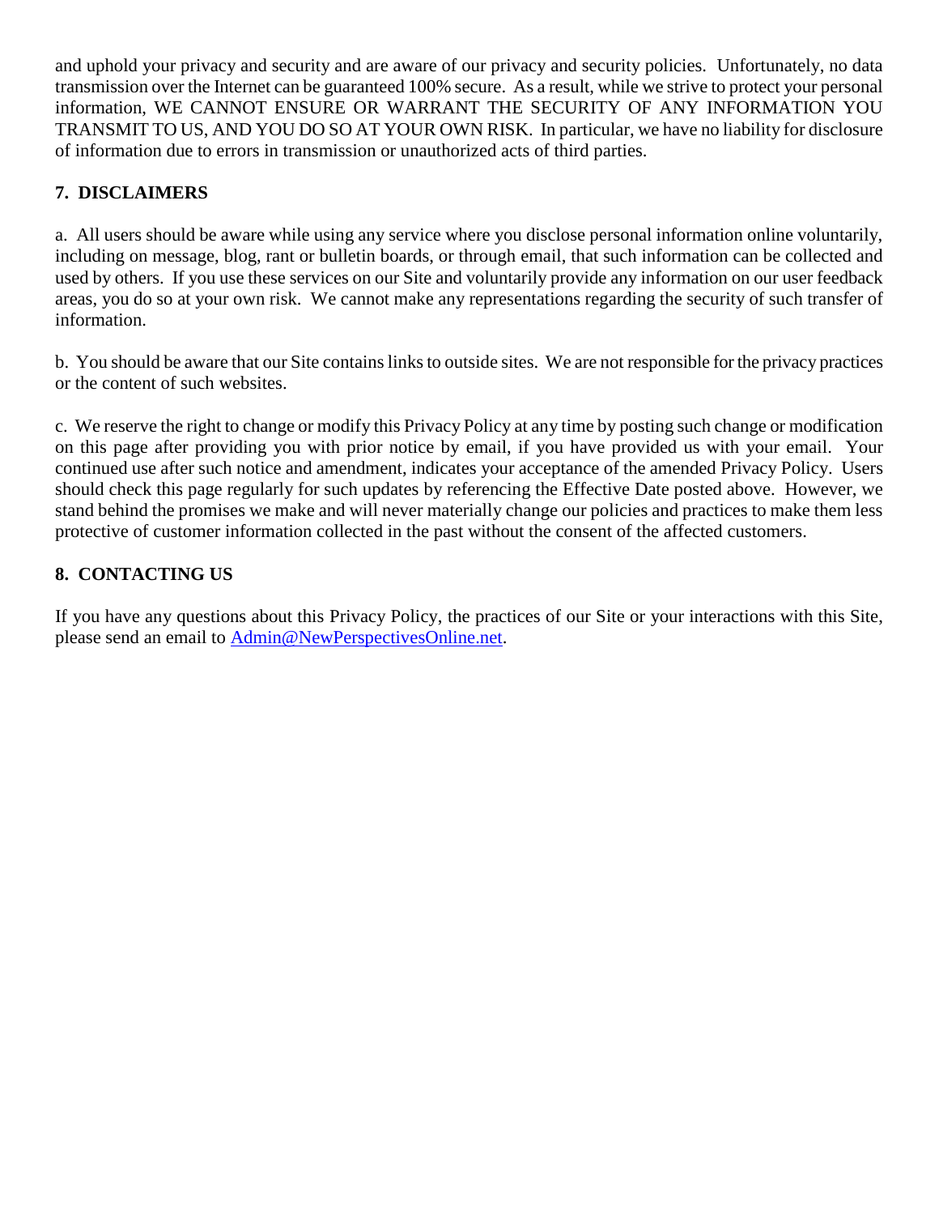and uphold your privacy and security and are aware of our privacy and security policies. Unfortunately, no data transmission over the Internet can be guaranteed 100% secure. As a result, while we strive to protect your personal information, WE CANNOT ENSURE OR WARRANT THE SECURITY OF ANY INFORMATION YOU TRANSMIT TO US, AND YOU DO SO AT YOUR OWN RISK. In particular, we have no liability for disclosure of information due to errors in transmission or unauthorized acts of third parties.

## 7. DISCLAIMERS

a. All users should be aware while using any service where you disclose personal information online voluntarily, including on message, blog, rant or bulletin boards, or through email, that such information can be collected and used by others. If you use these services on our Site and voluntarily provide any information on our user feedback areas, you do so at your own risk. We cannot make any representations regarding the security of such transfer of information.

b. You should be aware that our Site contains links to outside sites. We are not responsible for the privacy practices or the content of such websites.

c. We reserve the right to change or modify this Privacy Policy at any time by posting such change or modification on this page after providing you with prior notice by email, if you have provided us with your email. Your continued use after such notice and amendment, indicates your acceptance of the amended Privacy Policy. Users should check this page regularly for such updates by referencing the Effective Date posted above. However, we stand behind the promises we make and will never materially change our policies and practices to make them less protective of customer information collected in the past without the consent of the affected customers.

## 8. CONTACTING US

If you have any questions about this Privacy Policy, the practices of our Site or your interactions with this Site, please send an email to Admin@NewPerspectivesOnline.net.